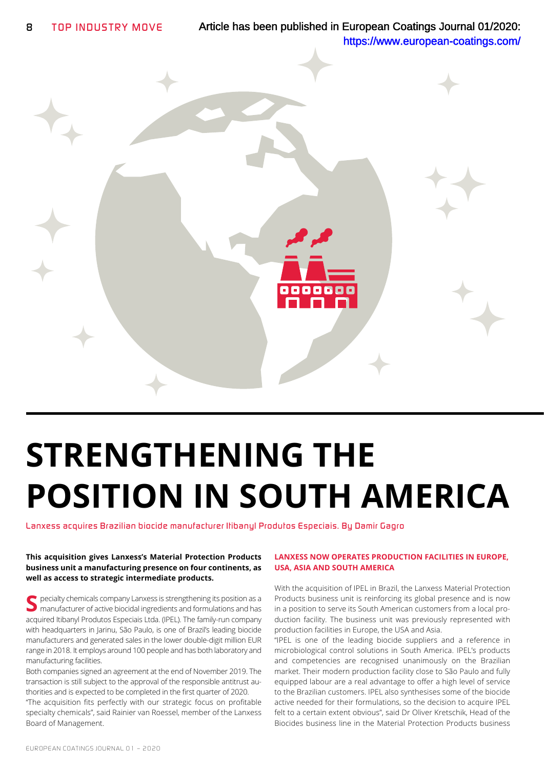Article has been published in European Coatings Journal 01/2020: https://www.european-coatings.com/

# STRENGTHENING THE POSITION IN SOUTH AMERICA

Lanxess acquires Brazilian biocide manufacturer Itibanyl Produtos Especiais. By Damir Gagro

**This acquisition gives Lanxess's Material Protection Products business unit a manufacturing presence on four continents, as well as access to strategic intermediate products.**

Specialty chemicals company Lanxess is strengthening its position as a manufacturer of active biocidal ingredients and formulations and has acquired Itibanyl Produtos Especiais Ltda. (IPEL). The family-run company with headquarters in Jarinu, São Paulo, is one of Brazil's leading biocide manufacturers and generated sales in the lower double-digit million EUR range in 2018. It employs around 100 people and has both laboratory and manufacturing facilities.

Both companies signed an agreement at the end of November 2019. The transaction is still subject to the approval of the responsible antitrust authorities and is expected to be completed in the first quarter of 2020.

"The acquisition fits perfectly with our strategic focus on profitable specialty chemicals", said Rainier van Roessel, member of the Lanxess Board of Management.

## LANXESS NOW OPERATES PRODUCTION FACILITIES IN EUROPE, USA, ASIA AND SOUTH AMERICA

With the acquisition of IPEL in Brazil, the Lanxess Material Protection Products business unit is reinforcing its global presence and is now in a position to serve its South American customers from a local production facility. The business unit was previously represented with production facilities in Europe, the USA and Asia.

"IPEL is one of the leading biocide suppliers and a reference in microbiological control solutions in South America. IPEL's products and competencies are recognised unanimously on the Brazilian market. Their modern production facility close to São Paulo and fully equipped labour are a real advantage to offer a high level of service to the Brazilian customers. IPEL also synthesises some of the biocide active needed for their formulations, so the decision to acquire IPEL felt to a certain extent obvious", said Dr Oliver Kretschik, Head of the Biocides business line in the Material Protection Products business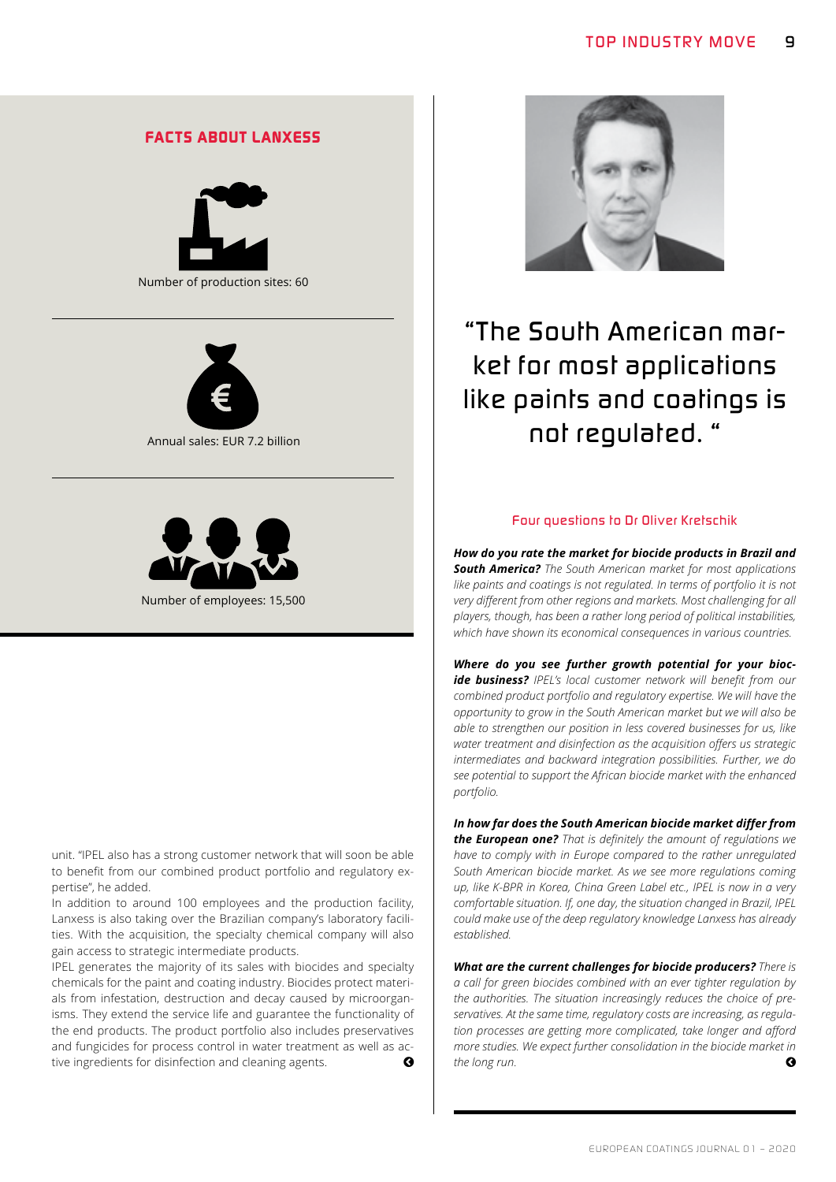## FACTS ABOUT LANXESS

Number of production sites: 60

Annual sales: EUR 7.2 billion

Number of employees: 15,500

unit. "IPEL also has a strong customer network that will soon be able to benefit from our combined product portfolio and regulatory expertise", he added.

In addition to around 100 employees and the production facility, Lanxess is also taking over the Brazilian company's laboratory facilities. With the acquisition, the specialty chemical company will also gain access to strategic intermediate products.

IPEL generates the majority of its sales with biocides and specialty chemicals for the paint and coating industry. Biocides protect materials from infestation, destruction and decay caused by microorganisms. They extend the service life and guarantee the functionality of the end products. The product portfolio also includes preservatives and fungicides for process control in water treatment as well as active ingredients for disinfection and cleaning agents.

## "The South American market for most applications like paints and coatings is not regulated."

### Four questions to Dr Oliver Kretschik

***How do you rate the market for biocide products in Brazil and South America?*** *The South American market for most applications like paints and coatings is not regulated. In terms of portfolio it is not very different from other regions and markets. Most challenging for all players, though, has been a rather long period of political instabilities, which have shown its economical consequences in various countries.*

***Where do you see further growth potential for your biocide business?*** *IPEL's local customer network will benefit from our combined product portfolio and regulatory expertise. We will have the opportunity to grow in the South American market but we will also be able to strengthen our position in less covered businesses for us, like water treatment and disinfection as the acquisition offers us strategic intermediates and backward integration possibilities. Further, we do see potential to support the African biocide market with the enhanced portfolio.*

***In how far does the South American biocide market differ from the European one?*** *That is definitely the amount of regulations we have to comply with in Europe compared to the rather unregulated South American biocide market. As we see more regulations coming up, like K-BPR in Korea, China Green Label etc., IPEL is now in a very comfortable situation. If, one day, the situation changed in Brazil, IPEL could make use of the deep regulatory knowledge Lanxess has already established.*

***What are the current challenges for biocide producers?*** *There is a call for green biocides combined with an ever tighter regulation by the authorities. The situation increasingly reduces the choice of preservatives. At the same time, regulatory costs are increasing, as regulation processes are getting more complicated, take longer and afford more studies. We expect further consolidation in the biocide market in the long run.*